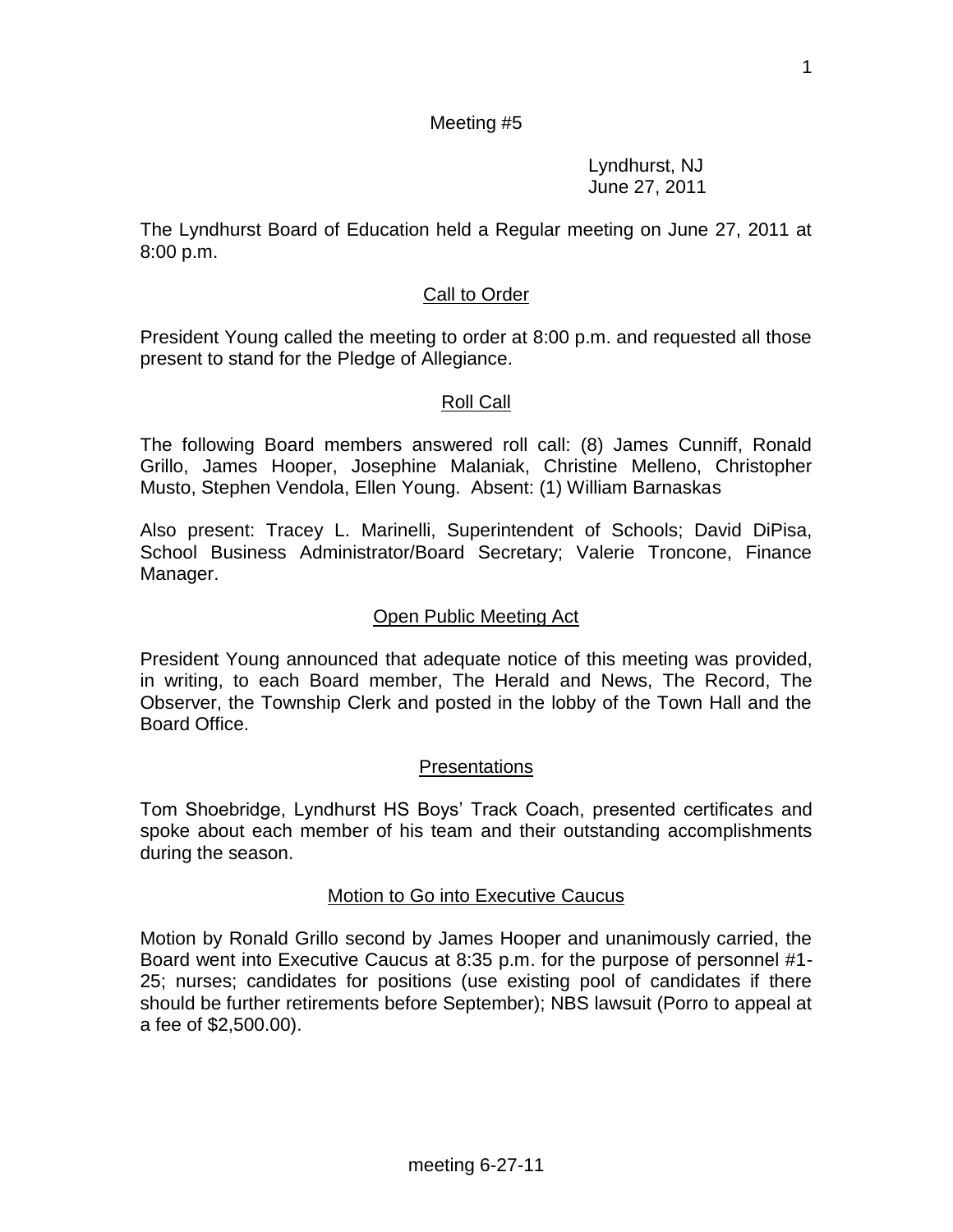Meeting #5

Lyndhurst, NJ
June 27, 2011

The Lyndhurst Board of Education held a Regular meeting on June 27, 2011 at 8:00 p.m.

## Call to Order

President Young called the meeting to order at 8:00 p.m. and requested all those present to stand for the Pledge of Allegiance.

## Roll Call

The following Board members answered roll call: (8) James Cunniff, Ronald Grillo, James Hooper, Josephine Malaniak, Christine Melleno, Christopher Musto, Stephen Vendola, Ellen Young. Absent: (1) William Barnaskas

Also present: Tracey L. Marinelli, Superintendent of Schools; David DiPisa, School Business Administrator/Board Secretary; Valerie Troncone, Finance Manager.

## Open Public Meeting Act

President Young announced that adequate notice of this meeting was provided, in writing, to each Board member, The Herald and News, The Record, The Observer, the Township Clerk and posted in the lobby of the Town Hall and the Board Office.

## Presentations

Tom Shoebridge, Lyndhurst HS Boys' Track Coach, presented certificates and spoke about each member of his team and their outstanding accomplishments during the season.

## Motion to Go into Executive Caucus

Motion by Ronald Grillo second by James Hooper and unanimously carried, the Board went into Executive Caucus at 8:35 p.m. for the purpose of personnel #1-25; nurses; candidates for positions (use existing pool of candidates if there should be further retirements before September); NBS lawsuit (Porro to appeal at a fee of $2,500.00).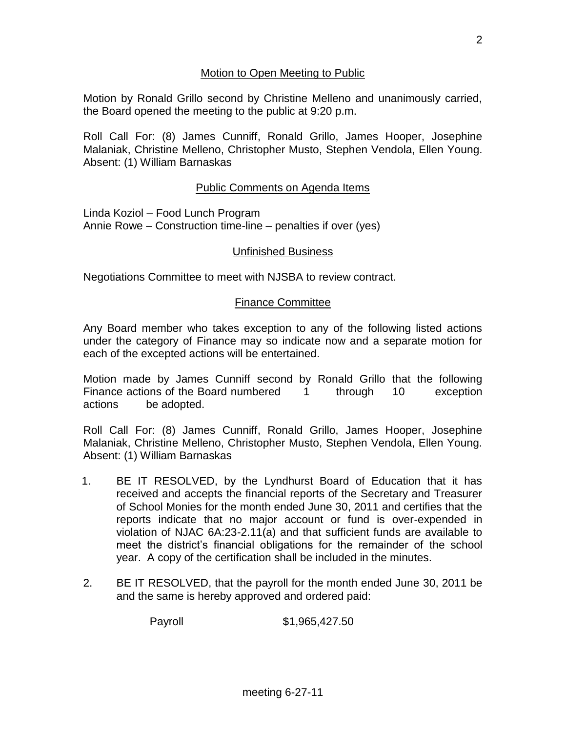## Motion to Open Meeting to Public

Motion by Ronald Grillo second by Christine Melleno and unanimously carried, the Board opened the meeting to the public at 9:20 p.m.

Roll Call For: (8) James Cunniff, Ronald Grillo, James Hooper, Josephine Malaniak, Christine Melleno, Christopher Musto, Stephen Vendola, Ellen Young. Absent: (1) William Barnaskas

## Public Comments on Agenda Items

Linda Koziol – Food Lunch Program
Annie Rowe – Construction time-line – penalties if over (yes)

## Unfinished Business

Negotiations Committee to meet with NJSBA to review contract.

## Finance Committee

Any Board member who takes exception to any of the following listed actions under the category of Finance may so indicate now and a separate motion for each of the excepted actions will be entertained.

Motion made by James Cunniff second by Ronald Grillo that the following Finance actions of the Board numbered 1 through 10 exception actions be adopted.

Roll Call For: (8) James Cunniff, Ronald Grillo, James Hooper, Josephine Malaniak, Christine Melleno, Christopher Musto, Stephen Vendola, Ellen Young. Absent: (1) William Barnaskas

1. BE IT RESOLVED, by the Lyndhurst Board of Education that it has received and accepts the financial reports of the Secretary and Treasurer of School Monies for the month ended June 30, 2011 and certifies that the reports indicate that no major account or fund is over-expended in violation of NJAC 6A:23-2.11(a) and that sufficient funds are available to meet the district's financial obligations for the remainder of the school year. A copy of the certification shall be included in the minutes.

2. BE IT RESOLVED, that the payroll for the month ended June 30, 2011 be and the same is hereby approved and ordered paid:

   Payroll $1,965,427.50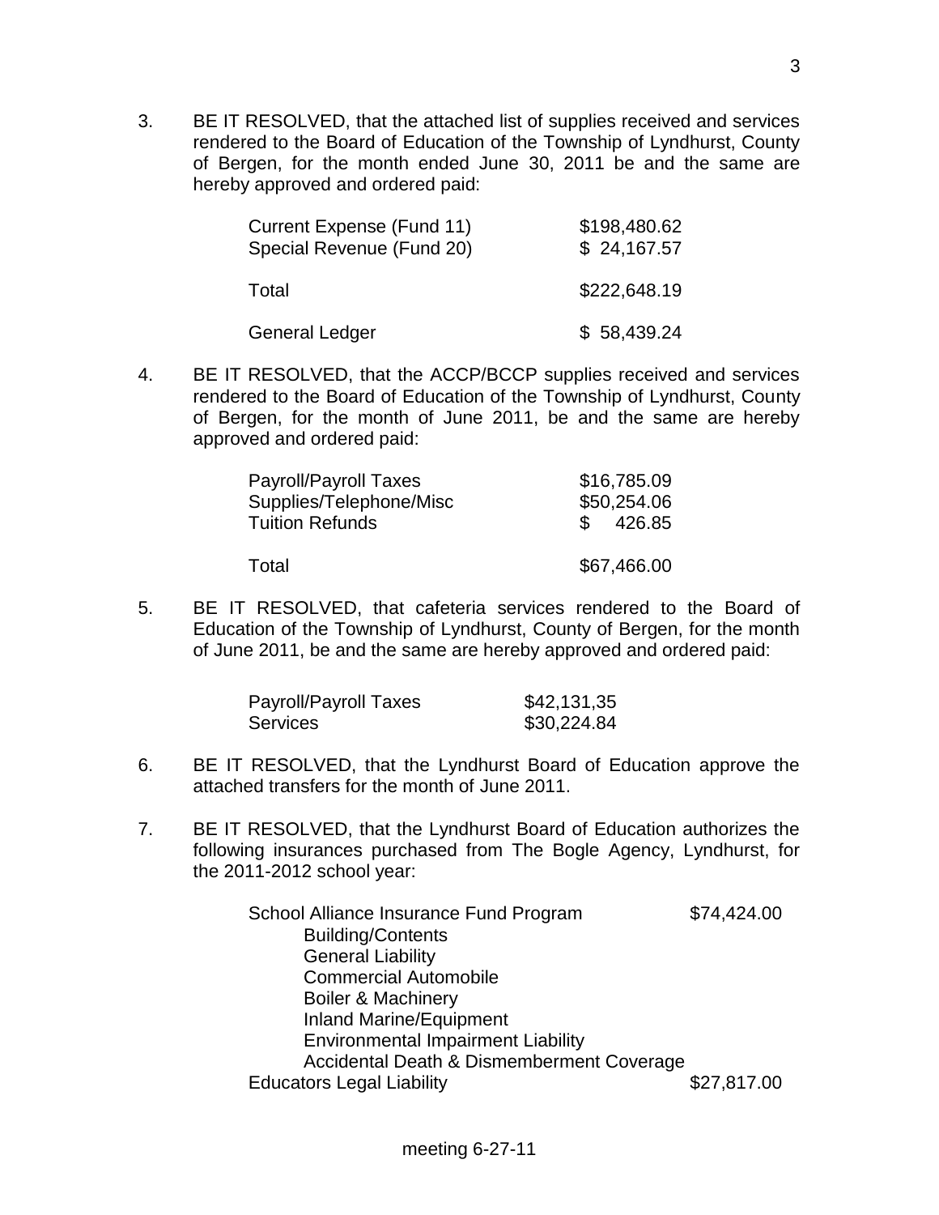3. BE IT RESOLVED, that the attached list of supplies received and services rendered to the Board of Education of the Township of Lyndhurst, County of Bergen, for the month ended June 30, 2011 be and the same are hereby approved and ordered paid:

| | |
|---|---|
| Current Expense (Fund 11) | $198,480.62 |
| Special Revenue (Fund 20) | $ 24,167.57 |
| Total | $222,648.19 |
| General Ledger | $ 58,439.24 |

4. BE IT RESOLVED, that the ACCP/BCCP supplies received and services rendered to the Board of Education of the Township of Lyndhurst, County of Bergen, for the month of June 2011, be and the same are hereby approved and ordered paid:

| | |
|---|---|
| Payroll/Payroll Taxes | $16,785.09 |
| Supplies/Telephone/Misc | $50,254.06 |
| Tuition Refunds | $ 426.85 |
| Total | $67,466.00 |

5. BE IT RESOLVED, that cafeteria services rendered to the Board of Education of the Township of Lyndhurst, County of Bergen, for the month of June 2011, be and the same are hereby approved and ordered paid:

| | |
|---|---|
| Payroll/Payroll Taxes | $42,131,35 |
| Services | $30,224.84 |

6. BE IT RESOLVED, that the Lyndhurst Board of Education approve the attached transfers for the month of June 2011.

7. BE IT RESOLVED, that the Lyndhurst Board of Education authorizes the following insurances purchased from The Bogle Agency, Lyndhurst, for the 2011-2012 school year:

| | |
|---|---|
| School Alliance Insurance Fund Program | $74,424.00 |
| Building/Contents | |
| General Liability | |
| Commercial Automobile | |
| Boiler & Machinery | |
| Inland Marine/Equipment | |
| Environmental Impairment Liability | |
| Accidental Death & Dismemberment Coverage | |
| Educators Legal Liability | $27,817.00 |

meeting 6-27-11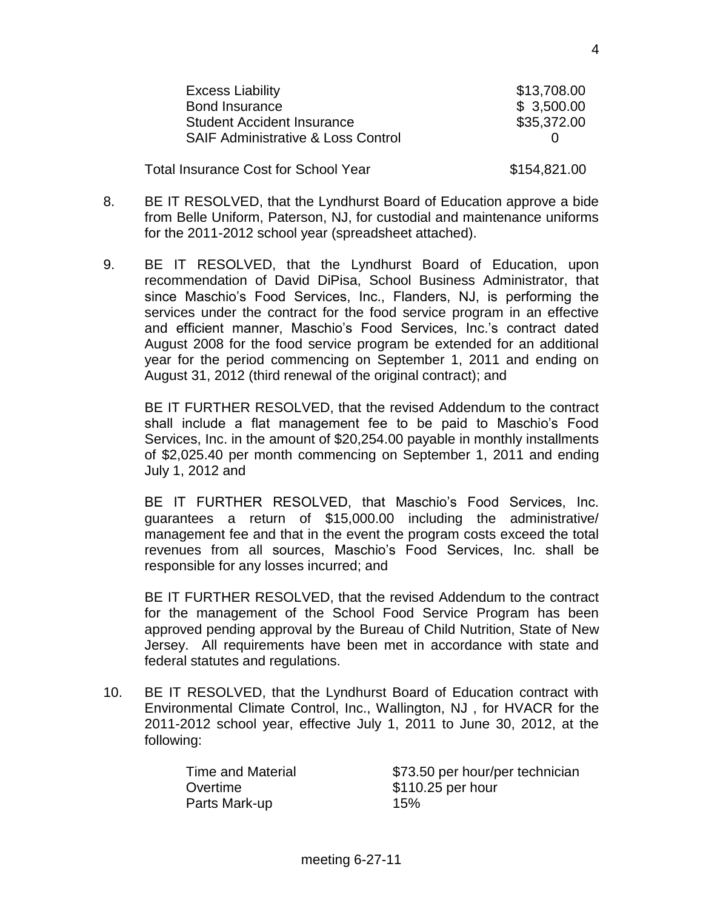| | |
|---|---|
| Excess Liability | \$13,708.00 |
| Bond Insurance | \$ 3,500.00 |
| Student Accident Insurance | \$35,372.00 |
| SAIF Administrative & Loss Control | 0 |
| | |
| Total Insurance Cost for School Year | \$154,821.00 |

8. BE IT RESOLVED, that the Lyndhurst Board of Education approve a bide from Belle Uniform, Paterson, NJ, for custodial and maintenance uniforms for the 2011-2012 school year (spreadsheet attached).

9. BE IT RESOLVED, that the Lyndhurst Board of Education, upon recommendation of David DiPisa, School Business Administrator, that since Maschio's Food Services, Inc., Flanders, NJ, is performing the services under the contract for the food service program in an effective and efficient manner, Maschio's Food Services, Inc.'s contract dated August 2008 for the food service program be extended for an additional year for the period commencing on September 1, 2011 and ending on August 31, 2012 (third renewal of the original contract); and

   BE IT FURTHER RESOLVED, that the revised Addendum to the contract shall include a flat management fee to be paid to Maschio's Food Services, Inc. in the amount of \$20,254.00 payable in monthly installments of \$2,025.40 per month commencing on September 1, 2011 and ending July 1, 2012 and

   BE IT FURTHER RESOLVED, that Maschio's Food Services, Inc. guarantees a return of \$15,000.00 including the administrative/ management fee and that in the event the program costs exceed the total revenues from all sources, Maschio's Food Services, Inc. shall be responsible for any losses incurred; and

   BE IT FURTHER RESOLVED, that the revised Addendum to the contract for the management of the School Food Service Program has been approved pending approval by the Bureau of Child Nutrition, State of New Jersey. All requirements have been met in accordance with state and federal statutes and regulations.

10. BE IT RESOLVED, that the Lyndhurst Board of Education contract with Environmental Climate Control, Inc., Wallington, NJ , for HVACR for the 2011-2012 school year, effective July 1, 2011 to June 30, 2012, at the following:

| | |
|---|---|
| Time and Material | \$73.50 per hour/per technician |
| Overtime | \$110.25 per hour |
| Parts Mark-up | 15% |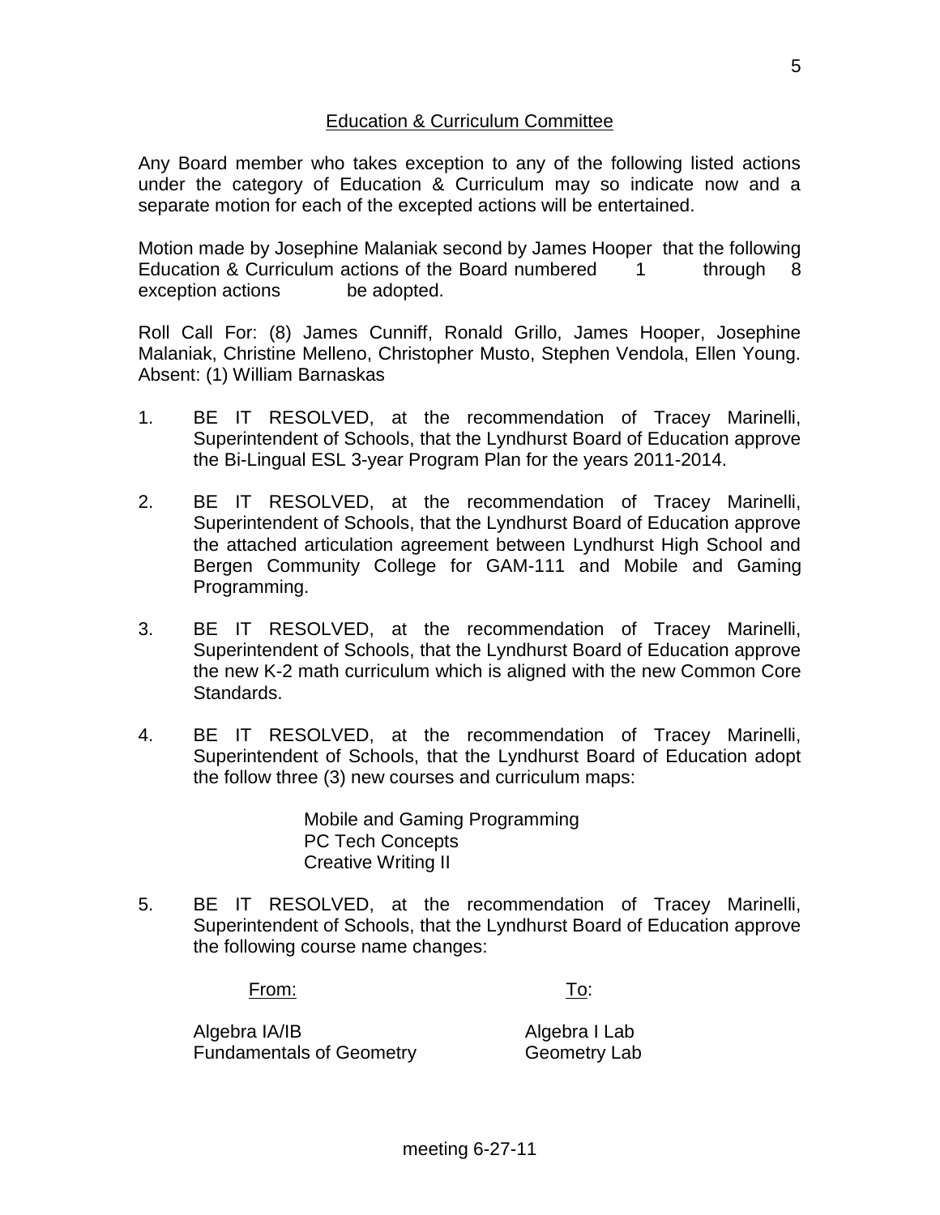## Education & Curriculum Committee

Any Board member who takes exception to any of the following listed actions under the category of Education & Curriculum may so indicate now and a separate motion for each of the excepted actions will be entertained.

Motion made by Josephine Malaniak second by James Hooper that the following Education & Curriculum actions of the Board numbered 1 through 8 exception actions be adopted.

Roll Call For: (8) James Cunniff, Ronald Grillo, James Hooper, Josephine Malaniak, Christine Melleno, Christopher Musto, Stephen Vendola, Ellen Young. Absent: (1) William Barnaskas

1. BE IT RESOLVED, at the recommendation of Tracey Marinelli, Superintendent of Schools, that the Lyndhurst Board of Education approve the Bi-Lingual ESL 3-year Program Plan for the years 2011-2014.

2. BE IT RESOLVED, at the recommendation of Tracey Marinelli, Superintendent of Schools, that the Lyndhurst Board of Education approve the attached articulation agreement between Lyndhurst High School and Bergen Community College for GAM-111 and Mobile and Gaming Programming.

3. BE IT RESOLVED, at the recommendation of Tracey Marinelli, Superintendent of Schools, that the Lyndhurst Board of Education approve the new K-2 math curriculum which is aligned with the new Common Core Standards.

4. BE IT RESOLVED, at the recommendation of Tracey Marinelli, Superintendent of Schools, that the Lyndhurst Board of Education adopt the follow three (3) new courses and curriculum maps:

   Mobile and Gaming Programming
   PC Tech Concepts
   Creative Writing II

5. BE IT RESOLVED, at the recommendation of Tracey Marinelli, Superintendent of Schools, that the Lyndhurst Board of Education approve the following course name changes:

| From: | To: |
|---|---|
| Algebra IA/IB | Algebra I Lab |
| Fundamentals of Geometry | Geometry Lab |

meeting 6-27-11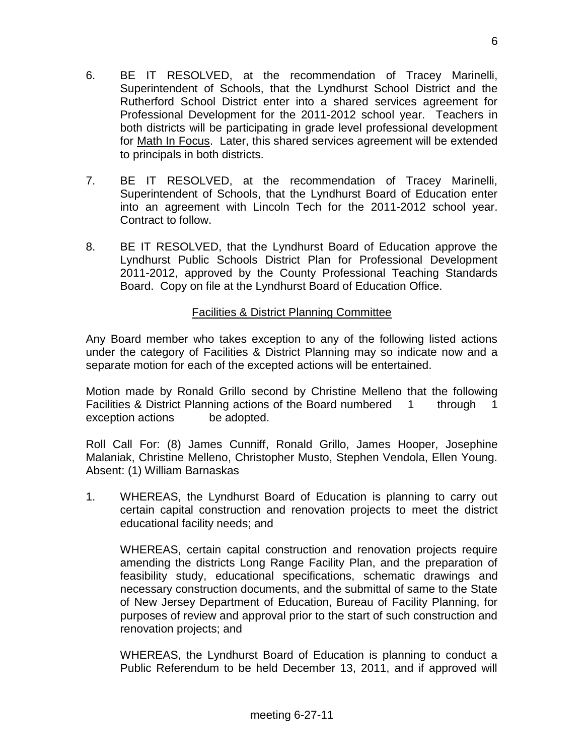6. BE IT RESOLVED, at the recommendation of Tracey Marinelli, Superintendent of Schools, that the Lyndhurst School District and the Rutherford School District enter into a shared services agreement for Professional Development for the 2011-2012 school year. Teachers in both districts will be participating in grade level professional development for Math In Focus. Later, this shared services agreement will be extended to principals in both districts.

7. BE IT RESOLVED, at the recommendation of Tracey Marinelli, Superintendent of Schools, that the Lyndhurst Board of Education enter into an agreement with Lincoln Tech for the 2011-2012 school year. Contract to follow.

8. BE IT RESOLVED, that the Lyndhurst Board of Education approve the Lyndhurst Public Schools District Plan for Professional Development 2011-2012, approved by the County Professional Teaching Standards Board. Copy on file at the Lyndhurst Board of Education Office.

## Facilities & District Planning Committee

Any Board member who takes exception to any of the following listed actions under the category of Facilities & District Planning may so indicate now and a separate motion for each of the excepted actions will be entertained.

Motion made by Ronald Grillo second by Christine Melleno that the following Facilities & District Planning actions of the Board numbered 1 through 1 exception actions be adopted.

Roll Call For: (8) James Cunniff, Ronald Grillo, James Hooper, Josephine Malaniak, Christine Melleno, Christopher Musto, Stephen Vendola, Ellen Young. Absent: (1) William Barnaskas

1. WHEREAS, the Lyndhurst Board of Education is planning to carry out certain capital construction and renovation projects to meet the district educational facility needs; and

   WHEREAS, certain capital construction and renovation projects require amending the districts Long Range Facility Plan, and the preparation of feasibility study, educational specifications, schematic drawings and necessary construction documents, and the submittal of same to the State of New Jersey Department of Education, Bureau of Facility Planning, for purposes of review and approval prior to the start of such construction and renovation projects; and

   WHEREAS, the Lyndhurst Board of Education is planning to conduct a Public Referendum to be held December 13, 2011, and if approved will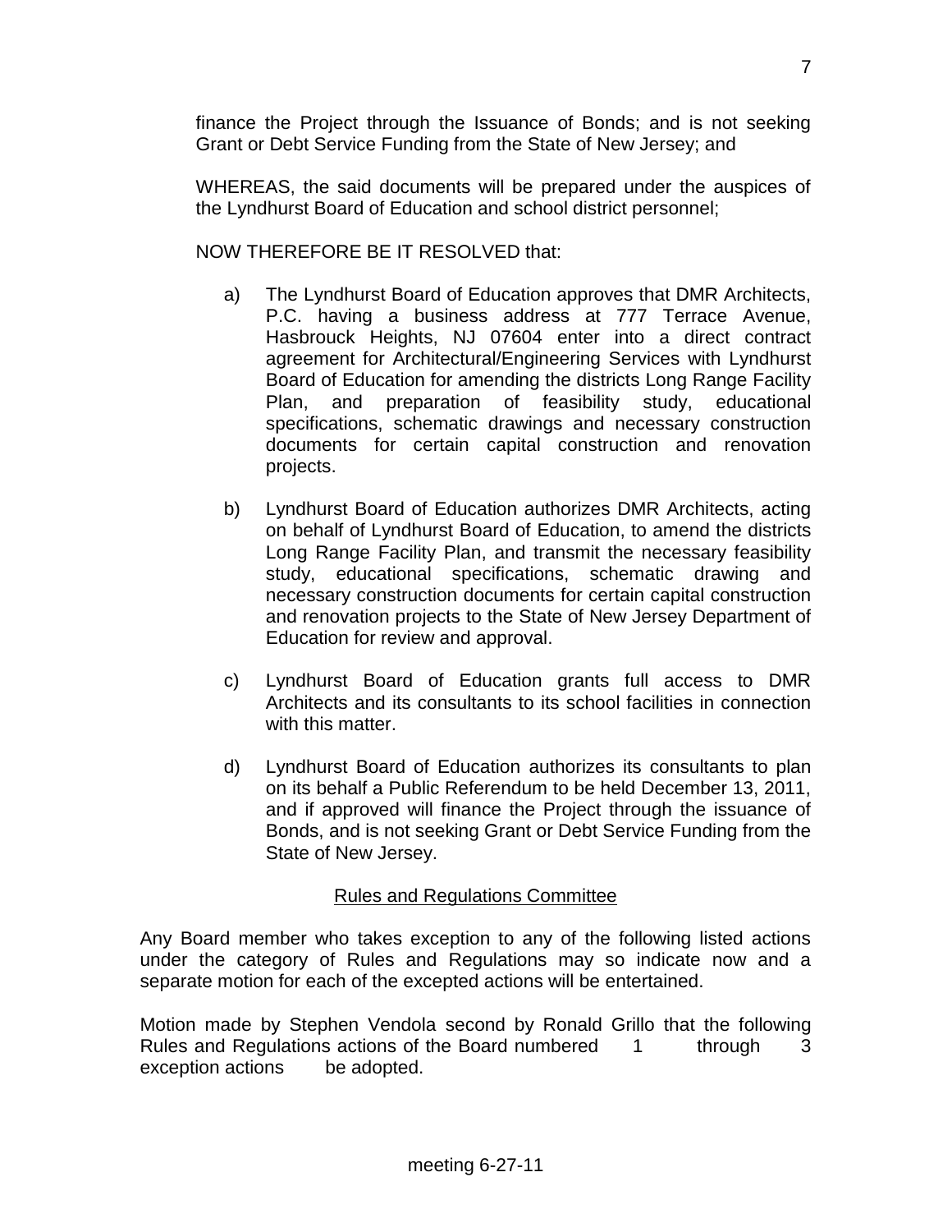finance the Project through the Issuance of Bonds; and is not seeking Grant or Debt Service Funding from the State of New Jersey; and

WHEREAS, the said documents will be prepared under the auspices of the Lyndhurst Board of Education and school district personnel;

NOW THEREFORE BE IT RESOLVED that:

a) The Lyndhurst Board of Education approves that DMR Architects, P.C. having a business address at 777 Terrace Avenue, Hasbrouck Heights, NJ 07604 enter into a direct contract agreement for Architectural/Engineering Services with Lyndhurst Board of Education for amending the districts Long Range Facility Plan, and preparation of feasibility study, educational specifications, schematic drawings and necessary construction documents for certain capital construction and renovation projects.

b) Lyndhurst Board of Education authorizes DMR Architects, acting on behalf of Lyndhurst Board of Education, to amend the districts Long Range Facility Plan, and transmit the necessary feasibility study, educational specifications, schematic drawing and necessary construction documents for certain capital construction and renovation projects to the State of New Jersey Department of Education for review and approval.

c) Lyndhurst Board of Education grants full access to DMR Architects and its consultants to its school facilities in connection with this matter.

d) Lyndhurst Board of Education authorizes its consultants to plan on its behalf a Public Referendum to be held December 13, 2011, and if approved will finance the Project through the issuance of Bonds, and is not seeking Grant or Debt Service Funding from the State of New Jersey.

<u>Rules and Regulations Committee</u>

Any Board member who takes exception to any of the following listed actions under the category of Rules and Regulations may so indicate now and a separate motion for each of the excepted actions will be entertained.

Motion made by Stephen Vendola second by Ronald Grillo that the following Rules and Regulations actions of the Board numbered 1 through 3 exception actions be adopted.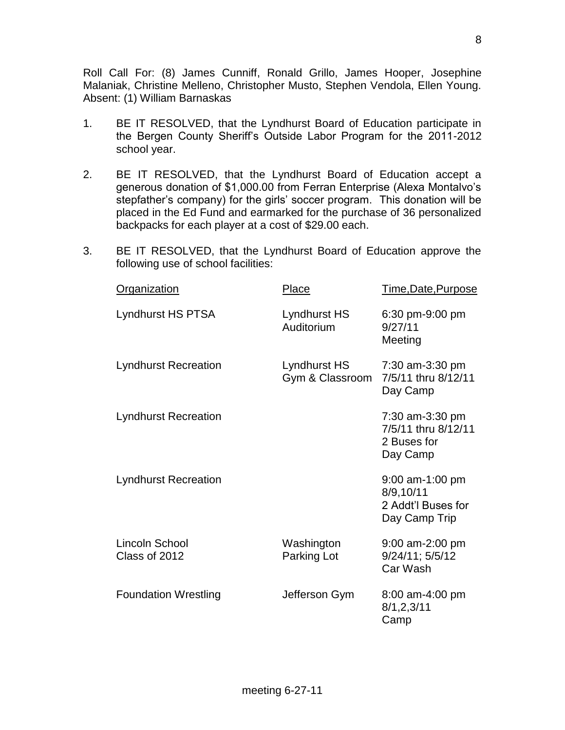Roll Call For: (8) James Cunniff, Ronald Grillo, James Hooper, Josephine Malaniak, Christine Melleno, Christopher Musto, Stephen Vendola, Ellen Young. Absent: (1) William Barnaskas

1. BE IT RESOLVED, that the Lyndhurst Board of Education participate in the Bergen County Sheriff's Outside Labor Program for the 2011-2012 school year.

2. BE IT RESOLVED, that the Lyndhurst Board of Education accept a generous donation of $1,000.00 from Ferran Enterprise (Alexa Montalvo's stepfather's company) for the girls' soccer program. This donation will be placed in the Ed Fund and earmarked for the purchase of 36 personalized backpacks for each player at a cost of $29.00 each.

3. BE IT RESOLVED, that the Lyndhurst Board of Education approve the following use of school facilities:

| Organization | Place | Time,Date,Purpose |
|---|---|---|
| Lyndhurst HS PTSA | Lyndhurst HS Auditorium | 6:30 pm-9:00 pm 9/27/11 Meeting |
| Lyndhurst Recreation | Lyndhurst HS Gym & Classroom | 7:30 am-3:30 pm 7/5/11 thru 8/12/11 Day Camp |
| Lyndhurst Recreation | | 7:30 am-3:30 pm 7/5/11 thru 8/12/11 2 Buses for Day Camp |
| Lyndhurst Recreation | | 9:00 am-1:00 pm 8/9,10/11 2 Addt'l Buses for Day Camp Trip |
| Lincoln School Class of 2012 | Washington Parking Lot | 9:00 am-2:00 pm 9/24/11; 5/5/12 Car Wash |
| Foundation Wrestling | Jefferson Gym | 8:00 am-4:00 pm 8/1,2,3/11 Camp |

meeting 6-27-11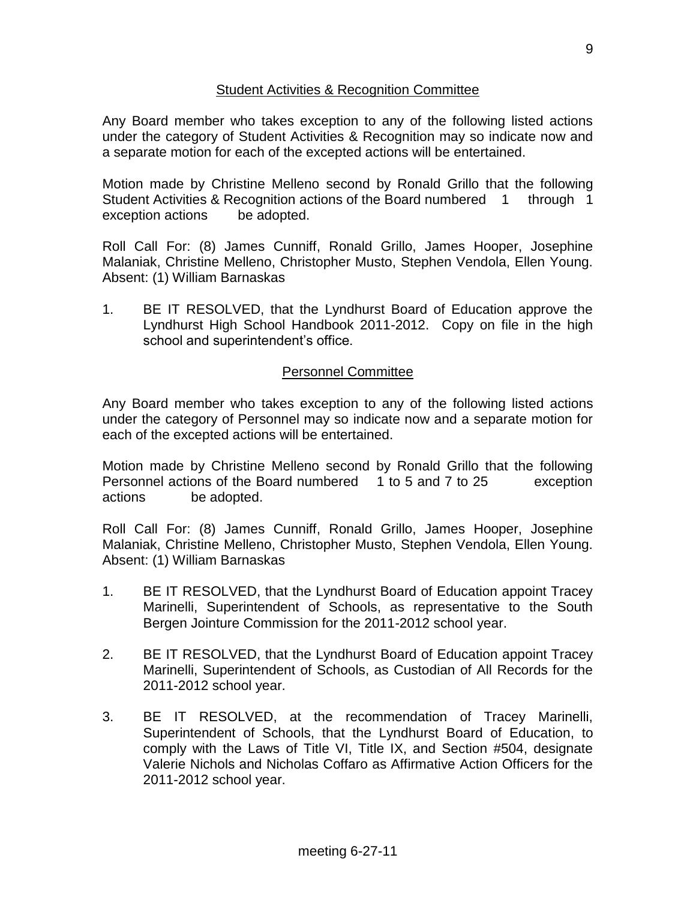## Student Activities & Recognition Committee

Any Board member who takes exception to any of the following listed actions under the category of Student Activities & Recognition may so indicate now and a separate motion for each of the excepted actions will be entertained.

Motion made by Christine Melleno second by Ronald Grillo that the following Student Activities & Recognition actions of the Board numbered 1 through 1 exception actions be adopted.

Roll Call For: (8) James Cunniff, Ronald Grillo, James Hooper, Josephine Malaniak, Christine Melleno, Christopher Musto, Stephen Vendola, Ellen Young. Absent: (1) William Barnaskas

1. BE IT RESOLVED, that the Lyndhurst Board of Education approve the Lyndhurst High School Handbook 2011-2012. Copy on file in the high school and superintendent's office.

## Personnel Committee

Any Board member who takes exception to any of the following listed actions under the category of Personnel may so indicate now and a separate motion for each of the excepted actions will be entertained.

Motion made by Christine Melleno second by Ronald Grillo that the following Personnel actions of the Board numbered 1 to 5 and 7 to 25 exception actions be adopted.

Roll Call For: (8) James Cunniff, Ronald Grillo, James Hooper, Josephine Malaniak, Christine Melleno, Christopher Musto, Stephen Vendola, Ellen Young. Absent: (1) William Barnaskas

1. BE IT RESOLVED, that the Lyndhurst Board of Education appoint Tracey Marinelli, Superintendent of Schools, as representative to the South Bergen Jointure Commission for the 2011-2012 school year.

2. BE IT RESOLVED, that the Lyndhurst Board of Education appoint Tracey Marinelli, Superintendent of Schools, as Custodian of All Records for the 2011-2012 school year.

3. BE IT RESOLVED, at the recommendation of Tracey Marinelli, Superintendent of Schools, that the Lyndhurst Board of Education, to comply with the Laws of Title VI, Title IX, and Section #504, designate Valerie Nichols and Nicholas Coffaro as Affirmative Action Officers for the 2011-2012 school year.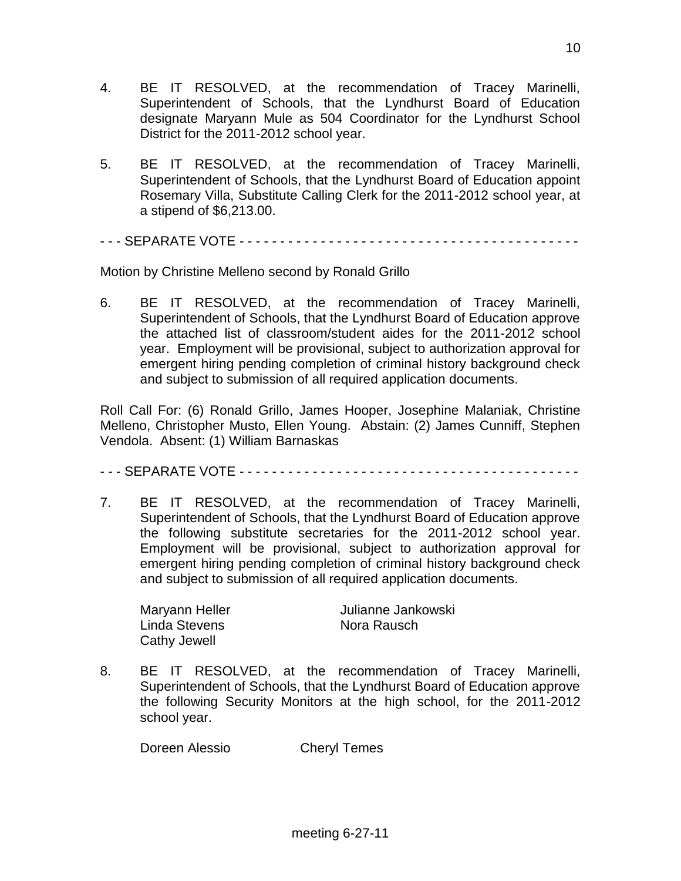4. BE IT RESOLVED, at the recommendation of Tracey Marinelli, Superintendent of Schools, that the Lyndhurst Board of Education designate Maryann Mule as 504 Coordinator for the Lyndhurst School District for the 2011-2012 school year.

5. BE IT RESOLVED, at the recommendation of Tracey Marinelli, Superintendent of Schools, that the Lyndhurst Board of Education appoint Rosemary Villa, Substitute Calling Clerk for the 2011-2012 school year, at a stipend of $6,213.00.

- - - SEPARATE VOTE - - - - - - - - - - - - - - - - - - - - - - - - - - - - - - - - - - - - - - - - - -

Motion by Christine Melleno second by Ronald Grillo

6. BE IT RESOLVED, at the recommendation of Tracey Marinelli, Superintendent of Schools, that the Lyndhurst Board of Education approve the attached list of classroom/student aides for the 2011-2012 school year. Employment will be provisional, subject to authorization approval for emergent hiring pending completion of criminal history background check and subject to submission of all required application documents.

Roll Call For: (6) Ronald Grillo, James Hooper, Josephine Malaniak, Christine Melleno, Christopher Musto, Ellen Young. Abstain: (2) James Cunniff, Stephen Vendola. Absent: (1) William Barnaskas

- - - SEPARATE VOTE - - - - - - - - - - - - - - - - - - - - - - - - - - - - - - - - - - - - - - - - - -

7. BE IT RESOLVED, at the recommendation of Tracey Marinelli, Superintendent of Schools, that the Lyndhurst Board of Education approve the following substitute secretaries for the 2011-2012 school year. Employment will be provisional, subject to authorization approval for emergent hiring pending completion of criminal history background check and subject to submission of all required application documents.

   Maryann Heller
   Julianne Jankowski
   Linda Stevens
   Nora Rausch
   Cathy Jewell

8. BE IT RESOLVED, at the recommendation of Tracey Marinelli, Superintendent of Schools, that the Lyndhurst Board of Education approve the following Security Monitors at the high school, for the 2011-2012 school year.

   Doreen Alessio
   Cheryl Temes

meeting 6-27-11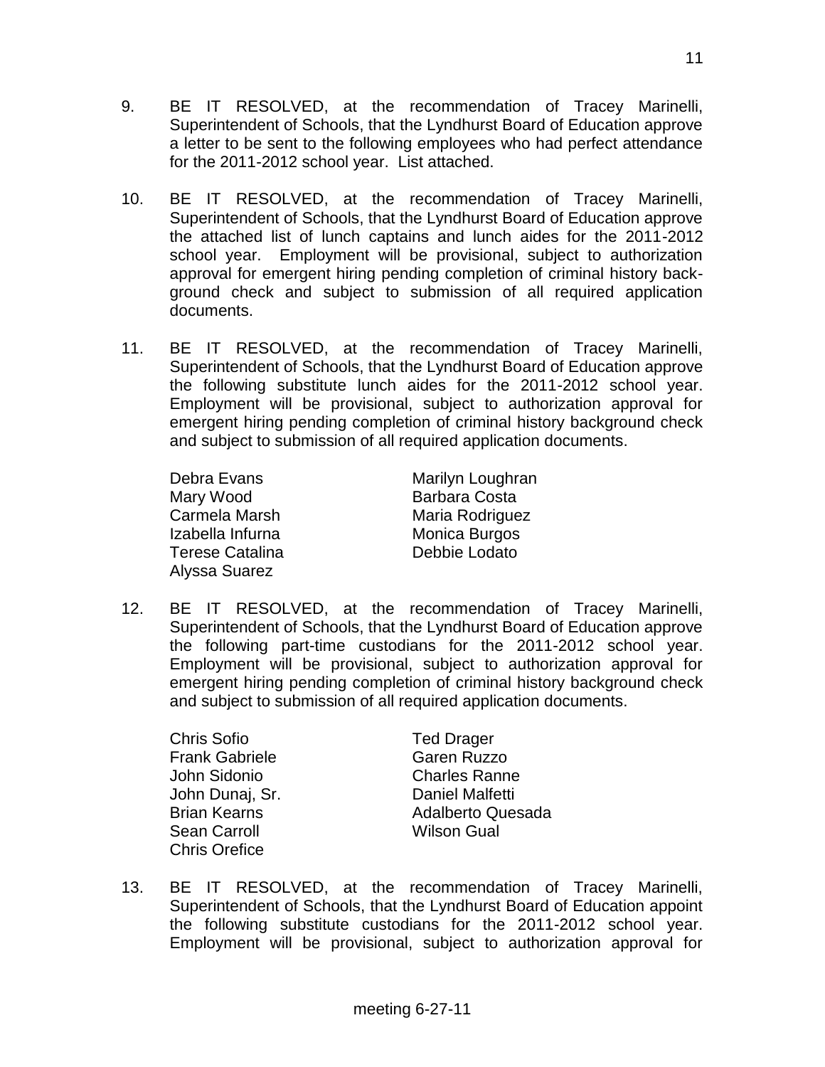9. BE IT RESOLVED, at the recommendation of Tracey Marinelli, Superintendent of Schools, that the Lyndhurst Board of Education approve a letter to be sent to the following employees who had perfect attendance for the 2011-2012 school year. List attached.

10. BE IT RESOLVED, at the recommendation of Tracey Marinelli, Superintendent of Schools, that the Lyndhurst Board of Education approve the attached list of lunch captains and lunch aides for the 2011-2012 school year. Employment will be provisional, subject to authorization approval for emergent hiring pending completion of criminal history background check and subject to submission of all required application documents.

11. BE IT RESOLVED, at the recommendation of Tracey Marinelli, Superintendent of Schools, that the Lyndhurst Board of Education approve the following substitute lunch aides for the 2011-2012 school year. Employment will be provisional, subject to authorization approval for emergent hiring pending completion of criminal history background check and subject to submission of all required application documents.

    Debra Evans
    Mary Wood
    Carmela Marsh
    Izabella Infurna
    Terese Catalina
    Alyssa Suarez
    Marilyn Loughran
    Barbara Costa
    Maria Rodriguez
    Monica Burgos
    Debbie Lodato

12. BE IT RESOLVED, at the recommendation of Tracey Marinelli, Superintendent of Schools, that the Lyndhurst Board of Education approve the following part-time custodians for the 2011-2012 school year. Employment will be provisional, subject to authorization approval for emergent hiring pending completion of criminal history background check and subject to submission of all required application documents.

    Chris Sofio
    Frank Gabriele
    John Sidonio
    John Dunaj, Sr.
    Brian Kearns
    Sean Carroll
    Chris Orefice
    Ted Drager
    Garen Ruzzo
    Charles Ranne
    Daniel Malfetti
    Adalberto Quesada
    Wilson Gual

13. BE IT RESOLVED, at the recommendation of Tracey Marinelli, Superintendent of Schools, that the Lyndhurst Board of Education appoint the following substitute custodians for the 2011-2012 school year. Employment will be provisional, subject to authorization approval for

meeting 6-27-11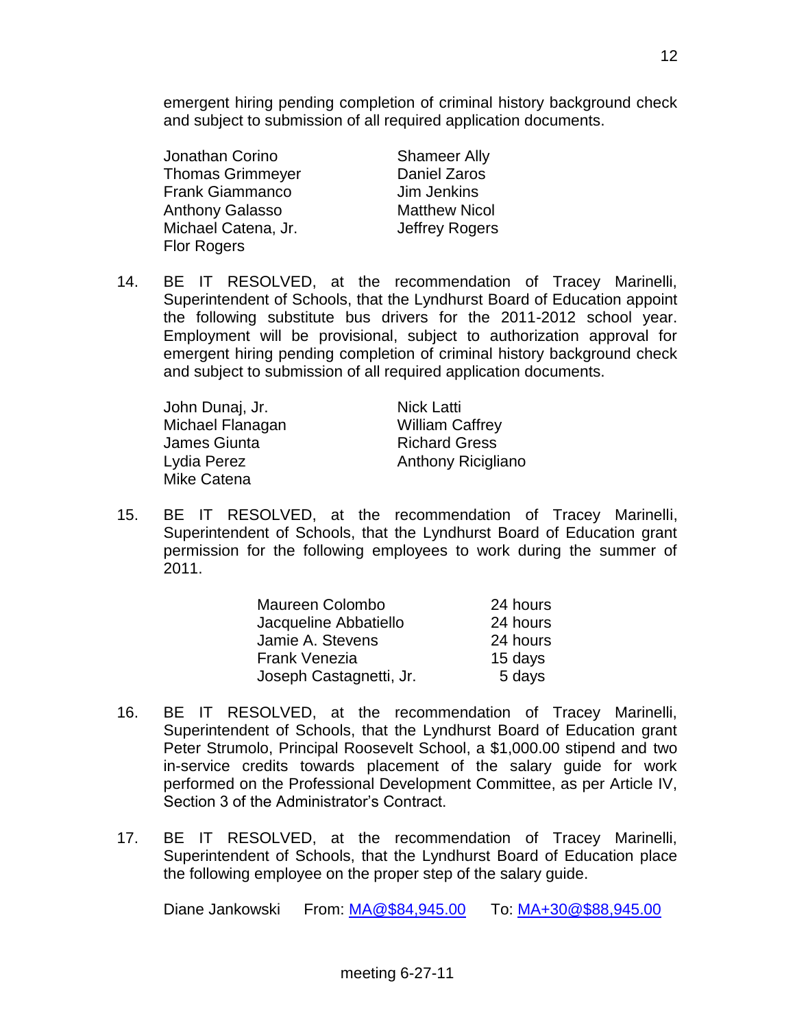emergent hiring pending completion of criminal history background check and subject to submission of all required application documents.

| | |
|---|---|
| Jonathan Corino | Shameer Ally |
| Thomas Grimmeyer | Daniel Zaros |
| Frank Giammanco | Jim Jenkins |
| Anthony Galasso | Matthew Nicol |
| Michael Catena, Jr. | Jeffrey Rogers |
| Flor Rogers | |

14. BE IT RESOLVED, at the recommendation of Tracey Marinelli, Superintendent of Schools, that the Lyndhurst Board of Education appoint the following substitute bus drivers for the 2011-2012 school year. Employment will be provisional, subject to authorization approval for emergent hiring pending completion of criminal history background check and subject to submission of all required application documents.

| | |
|---|---|
| John Dunaj, Jr. | Nick Latti |
| Michael Flanagan | William Caffrey |
| James Giunta | Richard Gress |
| Lydia Perez | Anthony Ricigliano |
| Mike Catena | |

15. BE IT RESOLVED, at the recommendation of Tracey Marinelli, Superintendent of Schools, that the Lyndhurst Board of Education grant permission for the following employees to work during the summer of 2011.

| | |
|---|---|
| Maureen Colombo | 24 hours |
| Jacqueline Abbatiello | 24 hours |
| Jamie A. Stevens | 24 hours |
| Frank Venezia | 15 days |
| Joseph Castagnetti, Jr. | 5 days |

16. BE IT RESOLVED, at the recommendation of Tracey Marinelli, Superintendent of Schools, that the Lyndhurst Board of Education grant Peter Strumolo, Principal Roosevelt School, a $1,000.00 stipend and two in-service credits towards placement of the salary guide for work performed on the Professional Development Committee, as per Article IV, Section 3 of the Administrator's Contract.

17. BE IT RESOLVED, at the recommendation of Tracey Marinelli, Superintendent of Schools, that the Lyndhurst Board of Education place the following employee on the proper step of the salary guide.

Diane Jankowski From: MA@$84,945.00 To: MA+30@$88,945.00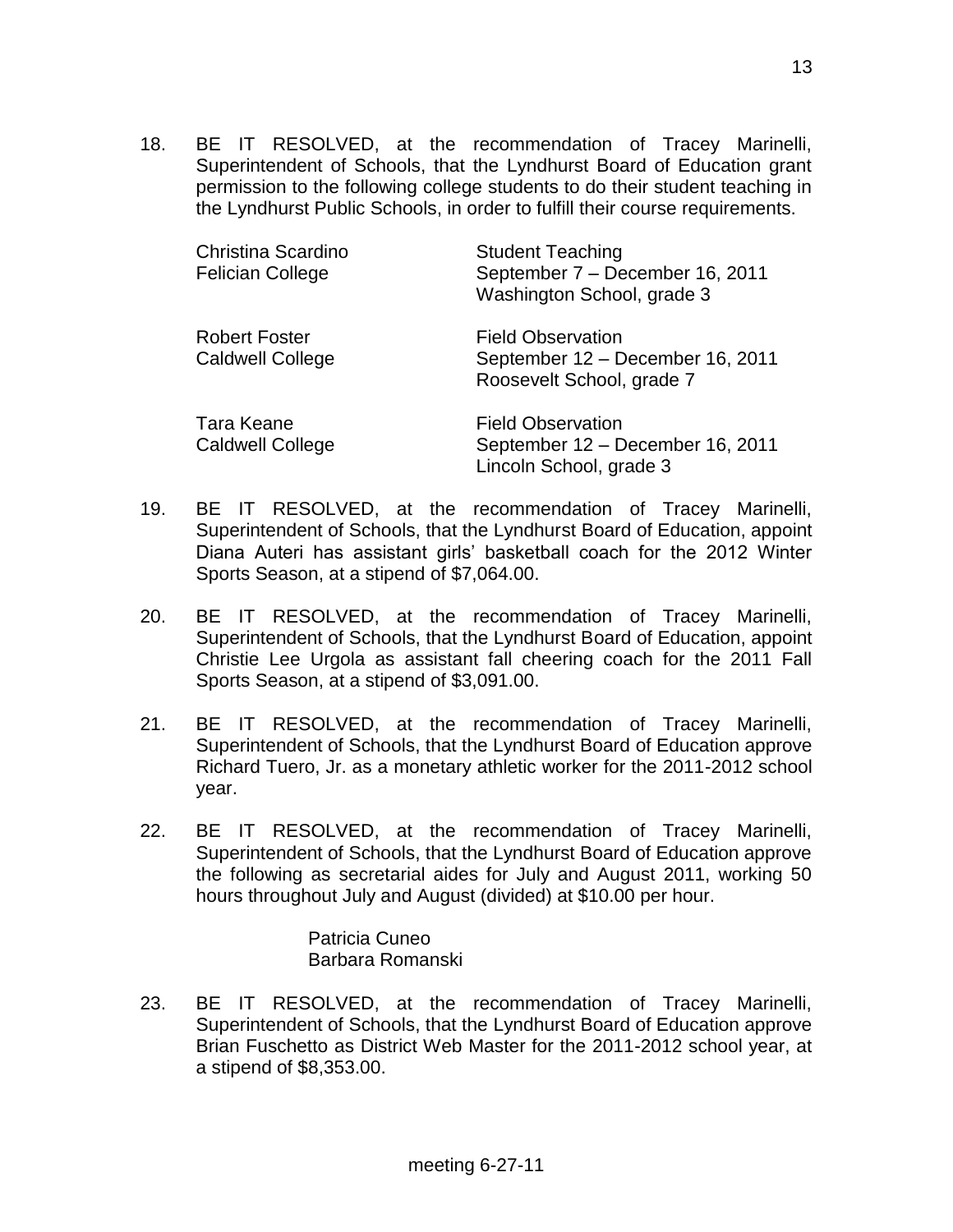18. BE IT RESOLVED, at the recommendation of Tracey Marinelli, Superintendent of Schools, that the Lyndhurst Board of Education grant permission to the following college students to do their student teaching in the Lyndhurst Public Schools, in order to fulfill their course requirements.

| | |
|---|---|
| Christina Scardino<br>Felician College | Student Teaching<br>September 7 – December 16, 2011<br>Washington School, grade 3 |
| Robert Foster<br>Caldwell College | Field Observation<br>September 12 – December 16, 2011<br>Roosevelt School, grade 7 |
| Tara Keane<br>Caldwell College | Field Observation<br>September 12 – December 16, 2011<br>Lincoln School, grade 3 |

19. BE IT RESOLVED, at the recommendation of Tracey Marinelli, Superintendent of Schools, that the Lyndhurst Board of Education, appoint Diana Auteri has assistant girls' basketball coach for the 2012 Winter Sports Season, at a stipend of $7,064.00.

20. BE IT RESOLVED, at the recommendation of Tracey Marinelli, Superintendent of Schools, that the Lyndhurst Board of Education, appoint Christie Lee Urgola as assistant fall cheering coach for the 2011 Fall Sports Season, at a stipend of $3,091.00.

21. BE IT RESOLVED, at the recommendation of Tracey Marinelli, Superintendent of Schools, that the Lyndhurst Board of Education approve Richard Tuero, Jr. as a monetary athletic worker for the 2011-2012 school year.

22. BE IT RESOLVED, at the recommendation of Tracey Marinelli, Superintendent of Schools, that the Lyndhurst Board of Education approve the following as secretarial aides for July and August 2011, working 50 hours throughout July and August (divided) at $10.00 per hour.

    Patricia Cuneo
    Barbara Romanski

23. BE IT RESOLVED, at the recommendation of Tracey Marinelli, Superintendent of Schools, that the Lyndhurst Board of Education approve Brian Fuschetto as District Web Master for the 2011-2012 school year, at a stipend of $8,353.00.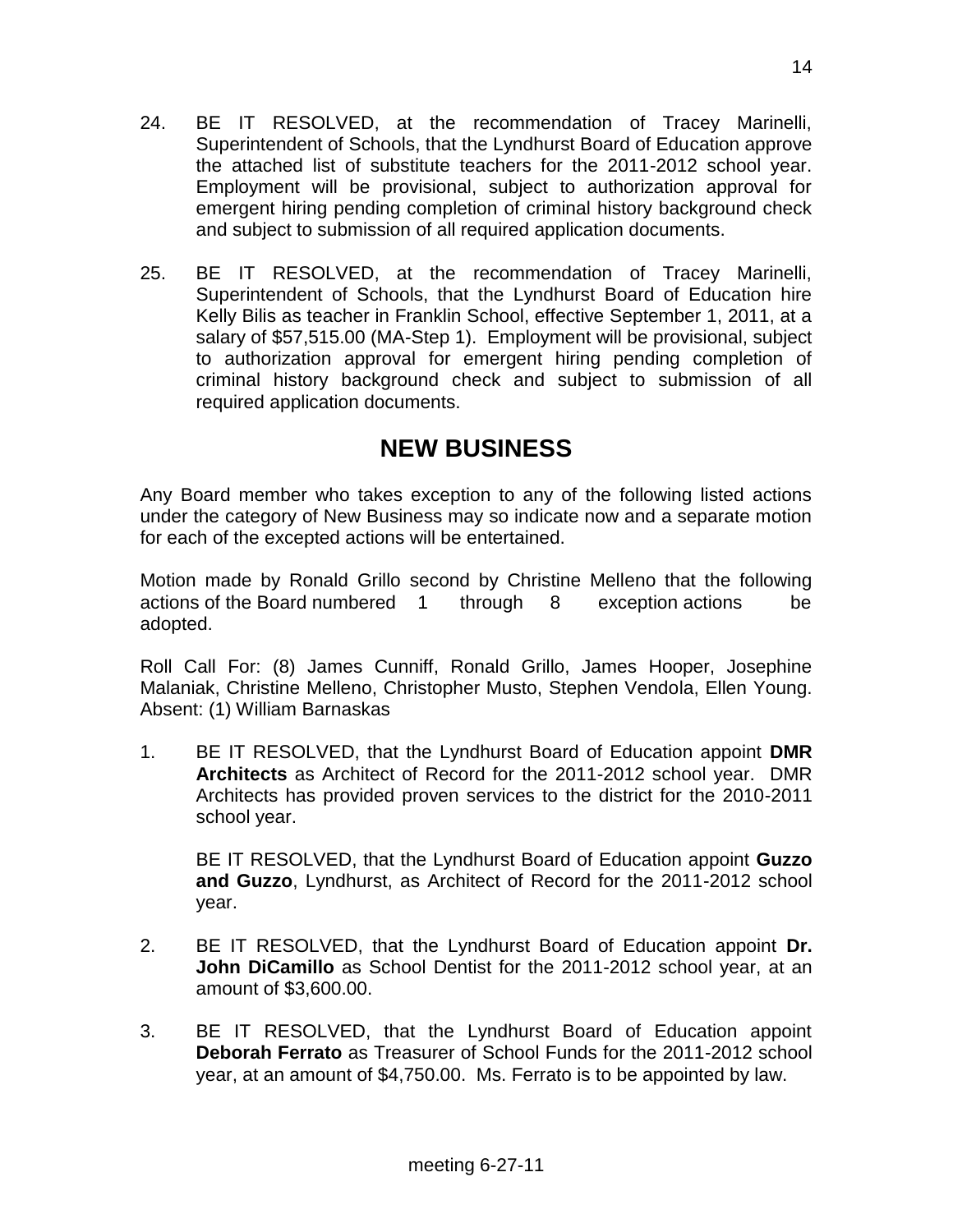24. BE IT RESOLVED, at the recommendation of Tracey Marinelli, Superintendent of Schools, that the Lyndhurst Board of Education approve the attached list of substitute teachers for the 2011-2012 school year. Employment will be provisional, subject to authorization approval for emergent hiring pending completion of criminal history background check and subject to submission of all required application documents.

25. BE IT RESOLVED, at the recommendation of Tracey Marinelli, Superintendent of Schools, that the Lyndhurst Board of Education hire Kelly Bilis as teacher in Franklin School, effective September 1, 2011, at a salary of $57,515.00 (MA-Step 1). Employment will be provisional, subject to authorization approval for emergent hiring pending completion of criminal history background check and subject to submission of all required application documents.

## NEW BUSINESS

Any Board member who takes exception to any of the following listed actions under the category of New Business may so indicate now and a separate motion for each of the excepted actions will be entertained.

Motion made by Ronald Grillo second by Christine Melleno that the following actions of the Board numbered 1 through 8 exception actions be adopted.

Roll Call For: (8) James Cunniff, Ronald Grillo, James Hooper, Josephine Malaniak, Christine Melleno, Christopher Musto, Stephen Vendola, Ellen Young. Absent: (1) William Barnaskas

1. BE IT RESOLVED, that the Lyndhurst Board of Education appoint **DMR Architects** as Architect of Record for the 2011-2012 school year. DMR Architects has provided proven services to the district for the 2010-2011 school year.

   BE IT RESOLVED, that the Lyndhurst Board of Education appoint **Guzzo and Guzzo**, Lyndhurst, as Architect of Record for the 2011-2012 school year.

2. BE IT RESOLVED, that the Lyndhurst Board of Education appoint **Dr. John DiCamillo** as School Dentist for the 2011-2012 school year, at an amount of $3,600.00.

3. BE IT RESOLVED, that the Lyndhurst Board of Education appoint **Deborah Ferrato** as Treasurer of School Funds for the 2011-2012 school year, at an amount of $4,750.00. Ms. Ferrato is to be appointed by law.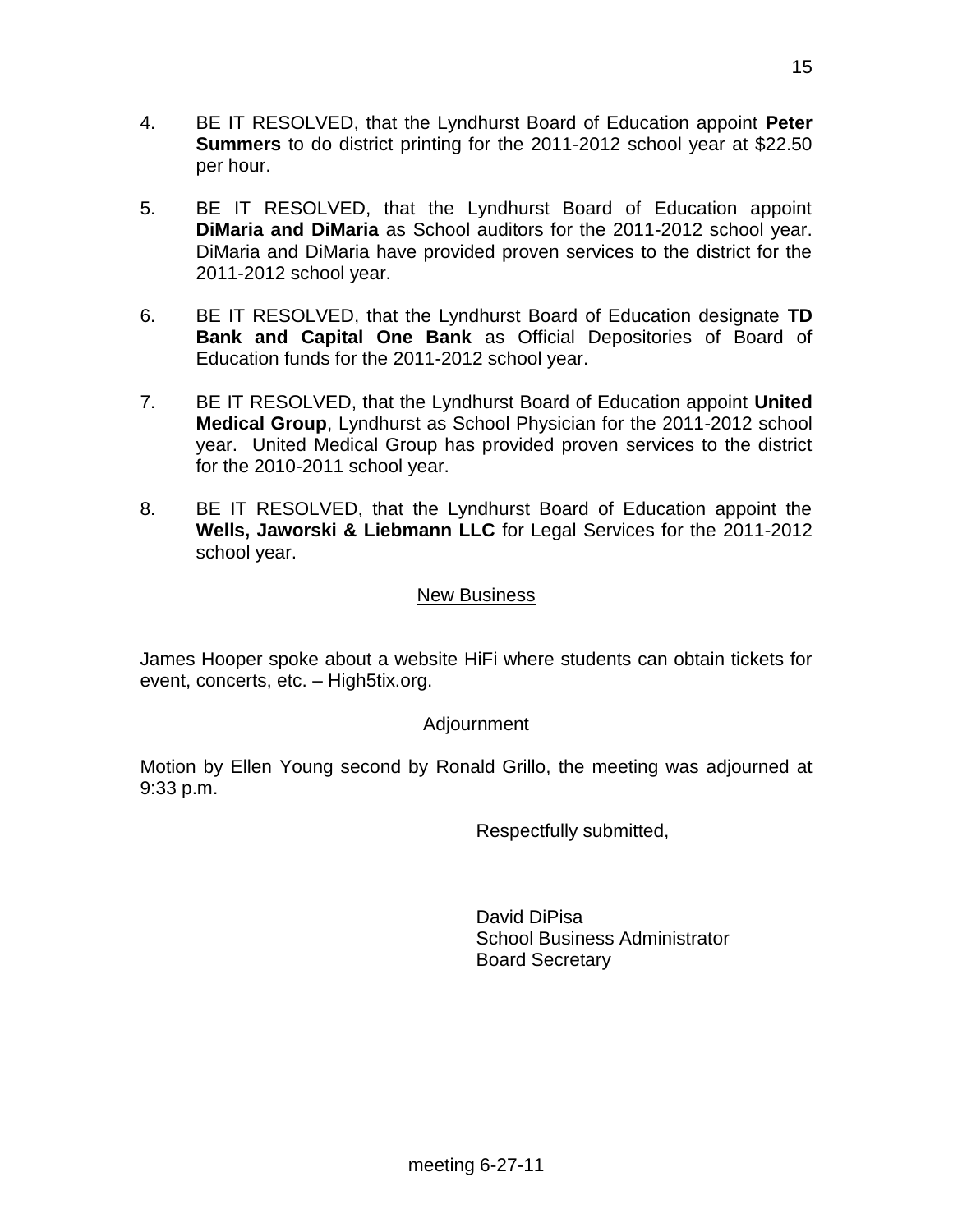4. BE IT RESOLVED, that the Lyndhurst Board of Education appoint **Peter Summers** to do district printing for the 2011-2012 school year at $22.50 per hour.

5. BE IT RESOLVED, that the Lyndhurst Board of Education appoint **DiMaria and DiMaria** as School auditors for the 2011-2012 school year. DiMaria and DiMaria have provided proven services to the district for the 2011-2012 school year.

6. BE IT RESOLVED, that the Lyndhurst Board of Education designate **TD Bank and Capital One Bank** as Official Depositories of Board of Education funds for the 2011-2012 school year.

7. BE IT RESOLVED, that the Lyndhurst Board of Education appoint **United Medical Group**, Lyndhurst as School Physician for the 2011-2012 school year. United Medical Group has provided proven services to the district for the 2010-2011 school year.

8. BE IT RESOLVED, that the Lyndhurst Board of Education appoint the **Wells, Jaworski & Liebmann LLC** for Legal Services for the 2011-2012 school year.

## New Business

James Hooper spoke about a website HiFi where students can obtain tickets for event, concerts, etc. – High5tix.org.

## Adjournment

Motion by Ellen Young second by Ronald Grillo, the meeting was adjourned at 9:33 p.m.

Respectfully submitted,

David DiPisa
School Business Administrator
Board Secretary